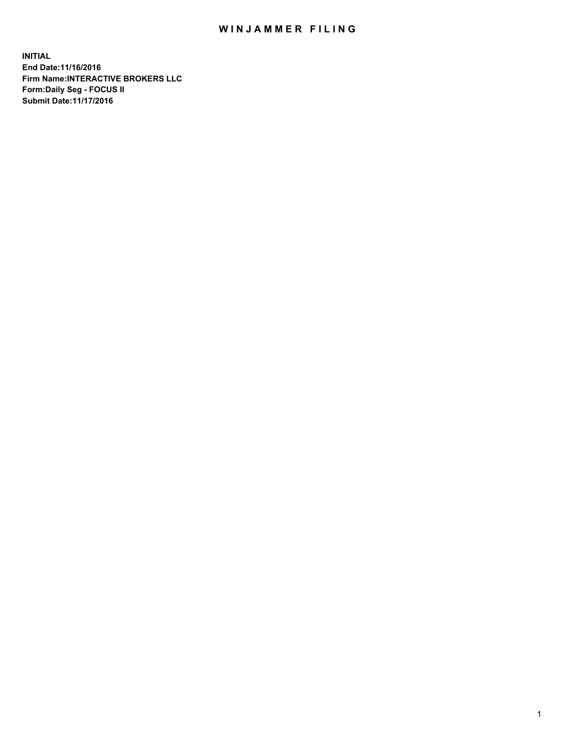# WINJAMMER FILING

**INITIAL**
**End Date:11/16/2016**
**Firm Name:INTERACTIVE BROKERS LLC**
**Form:Daily Seg - FOCUS II**
**Submit Date:11/17/2016**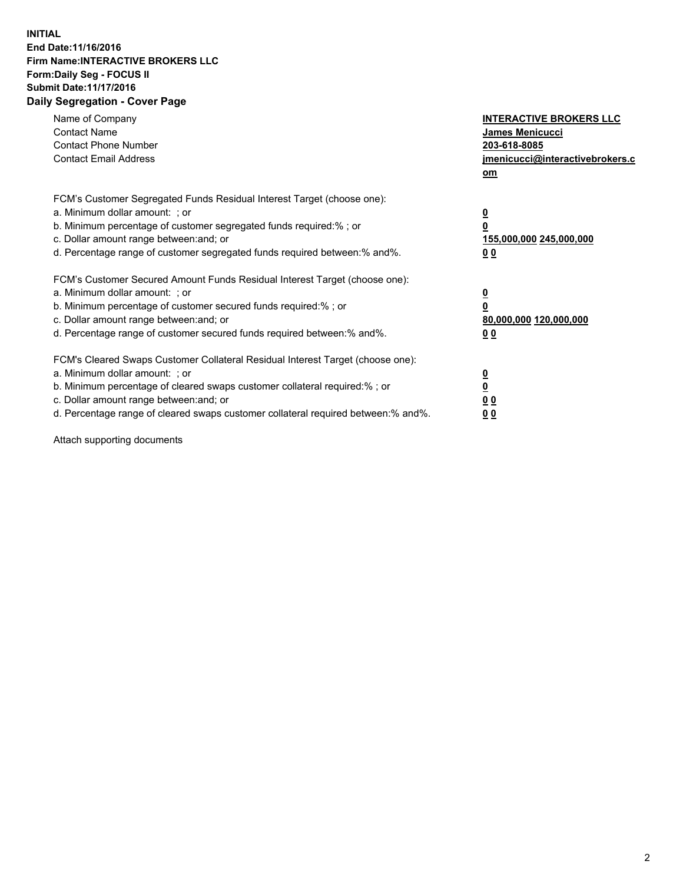**INITIAL**
**End Date:11/16/2016**
**Firm Name:INTERACTIVE BROKERS LLC**
**Form:Daily Seg - FOCUS II**
**Submit Date:11/17/2016**
**Daily Segregation - Cover Page**

| | |
|---|---|
| Name of Company | **INTERACTIVE BROKERS LLC** |
| Contact Name | **James Menicucci** |
| Contact Phone Number | **203-618-8085** |
| Contact Email Address | **jmenicucci@interactivebrokers.com** |

FCM's Customer Segregated Funds Residual Interest Target (choose one):

| | |
|---|---|
| a. Minimum dollar amount: ; or | **0** |
| b. Minimum percentage of customer segregated funds required:% ; or | **0** |
| c. Dollar amount range between:and; or | **155,000,000 245,000,000** |
| d. Percentage range of customer segregated funds required between:% and%. | **0 0** |

FCM's Customer Secured Amount Funds Residual Interest Target (choose one):

| | |
|---|---|
| a. Minimum dollar amount: ; or | **0** |
| b. Minimum percentage of customer secured funds required:% ; or | **0** |
| c. Dollar amount range between:and; or | **80,000,000 120,000,000** |
| d. Percentage range of customer secured funds required between:% and%. | **0 0** |

FCM's Cleared Swaps Customer Collateral Residual Interest Target (choose one):

| | |
|---|---|
| a. Minimum dollar amount: ; or | **0** |
| b. Minimum percentage of cleared swaps customer collateral required:% ; or | **0** |
| c. Dollar amount range between:and; or | **0 0** |
| d. Percentage range of cleared swaps customer collateral required between:% and%. | **0 0** |

Attach supporting documents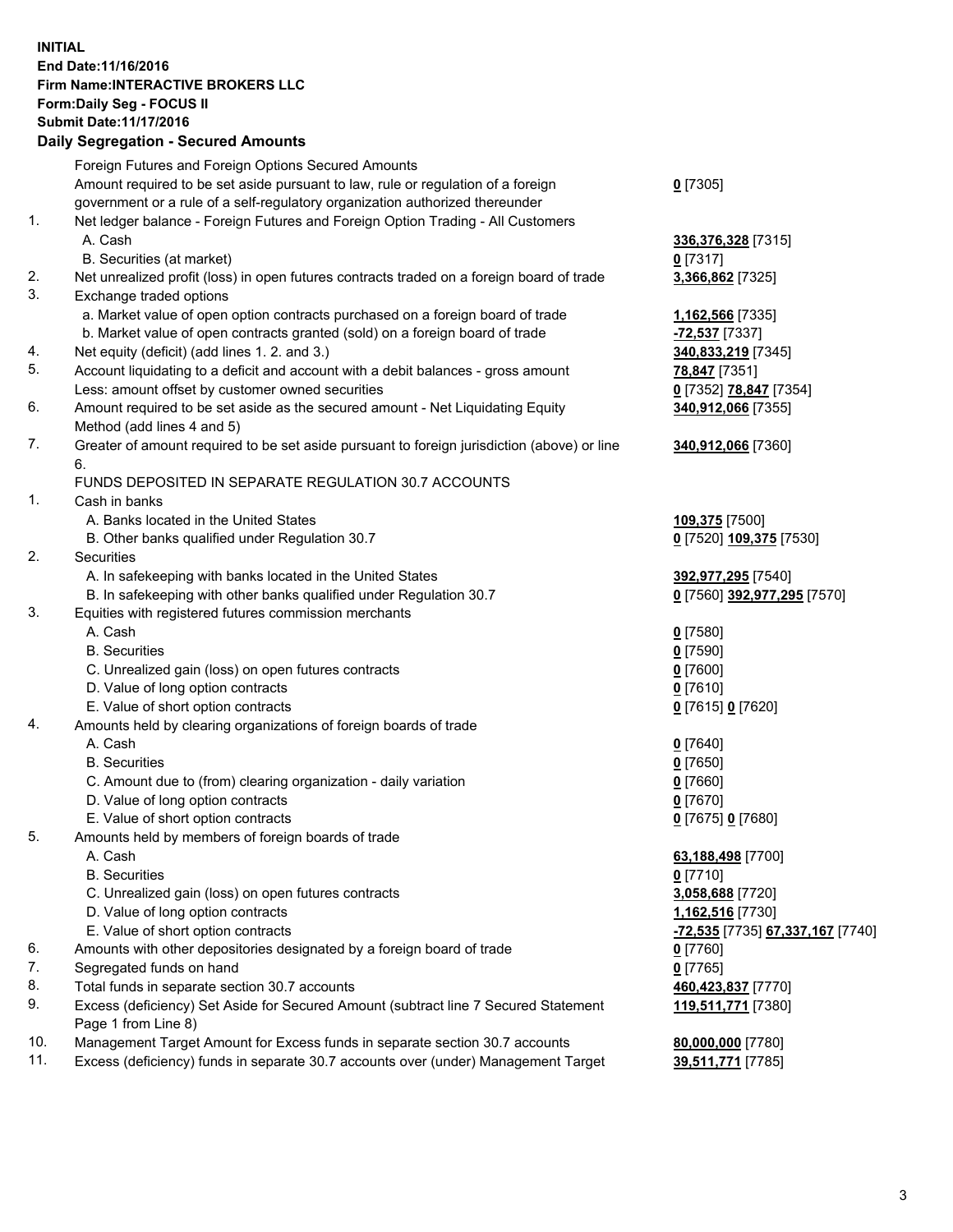**INITIAL**
**End Date:11/16/2016**
**Firm Name:INTERACTIVE BROKERS LLC**
**Form:Daily Seg - FOCUS II**
**Submit Date:11/17/2016**

### Daily Segregation - Secured Amounts

| | | |
|---|---|---|
| | Foreign Futures and Foreign Options Secured Amounts | |
| | Amount required to be set aside pursuant to law, rule or regulation of a foreign government or a rule of a self-regulatory organization authorized thereunder | **0** [7305] |
| 1. | Net ledger balance - Foreign Futures and Foreign Option Trading - All Customers | |
| | A. Cash | **336,376,328** [7315] |
| | B. Securities (at market) | **0** [7317] |
| 2. | Net unrealized profit (loss) in open futures contracts traded on a foreign board of trade | **3,366,862** [7325] |
| 3. | Exchange traded options | |
| | a. Market value of open option contracts purchased on a foreign board of trade | **1,162,566** [7335] |
| | b. Market value of open contracts granted (sold) on a foreign board of trade | **-72,537** [7337] |
| 4. | Net equity (deficit) (add lines 1. 2. and 3.) | **340,833,219** [7345] |
| 5. | Account liquidating to a deficit and account with a debit balances - gross amount | **78,847** [7351] |
| | Less: amount offset by customer owned securities | **0** [7352] **78,847** [7354] |
| 6. | Amount required to be set aside as the secured amount - Net Liquidating Equity Method (add lines 4 and 5) | **340,912,066** [7355] |
| 7. | Greater of amount required to be set aside pursuant to foreign jurisdiction (above) or line 6. | **340,912,066** [7360] |
| | FUNDS DEPOSITED IN SEPARATE REGULATION 30.7 ACCOUNTS | |
| 1. | Cash in banks | |
| | A. Banks located in the United States | **109,375** [7500] |
| | B. Other banks qualified under Regulation 30.7 | **0** [7520] **109,375** [7530] |
| 2. | Securities | |
| | A. In safekeeping with banks located in the United States | **392,977,295** [7540] |
| | B. In safekeeping with other banks qualified under Regulation 30.7 | **0** [7560] **392,977,295** [7570] |
| 3. | Equities with registered futures commission merchants | |
| | A. Cash | **0** [7580] |
| | B. Securities | **0** [7590] |
| | C. Unrealized gain (loss) on open futures contracts | **0** [7600] |
| | D. Value of long option contracts | **0** [7610] |
| | E. Value of short option contracts | **0** [7615] **0** [7620] |
| 4. | Amounts held by clearing organizations of foreign boards of trade | |
| | A. Cash | **0** [7640] |
| | B. Securities | **0** [7650] |
| | C. Amount due to (from) clearing organization - daily variation | **0** [7660] |
| | D. Value of long option contracts | **0** [7670] |
| | E. Value of short option contracts | **0** [7675] **0** [7680] |
| 5. | Amounts held by members of foreign boards of trade | |
| | A. Cash | **63,188,498** [7700] |
| | B. Securities | **0** [7710] |
| | C. Unrealized gain (loss) on open futures contracts | **3,058,688** [7720] |
| | D. Value of long option contracts | **1,162,516** [7730] |
| | E. Value of short option contracts | **-72,535** [7735] **67,337,167** [7740] |
| 6. | Amounts with other depositories designated by a foreign board of trade | **0** [7760] |
| 7. | Segregated funds on hand | **0** [7765] |
| 8. | Total funds in separate section 30.7 accounts | **460,423,837** [7770] |
| 9. | Excess (deficiency) Set Aside for Secured Amount (subtract line 7 Secured Statement Page 1 from Line 8) | **119,511,771** [7380] |
| 10. | Management Target Amount for Excess funds in separate section 30.7 accounts | **80,000,000** [7780] |
| 11. | Excess (deficiency) funds in separate 30.7 accounts over (under) Management Target | **39,511,771** [7785] |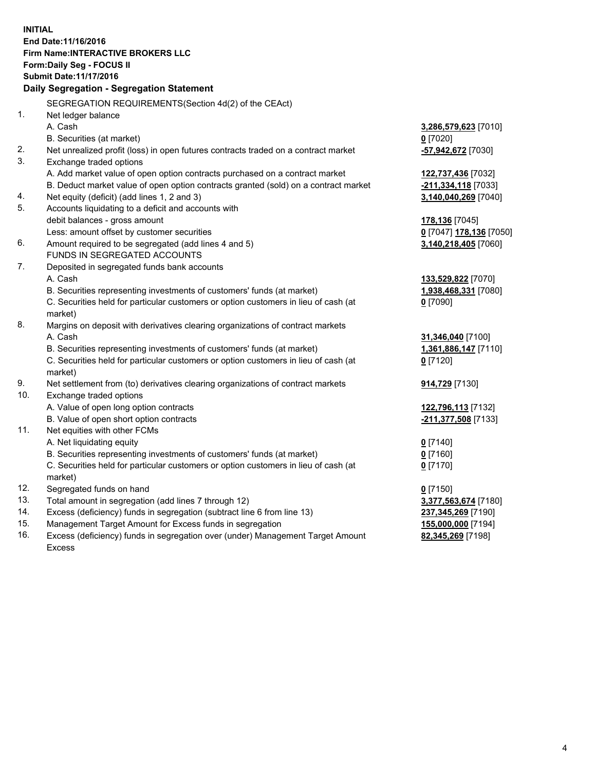**INITIAL**
**End Date:11/16/2016**
**Firm Name:INTERACTIVE BROKERS LLC**
**Form:Daily Seg - FOCUS II**
**Submit Date:11/17/2016**

**Daily Segregation - Segregation Statement**

SEGREGATION REQUIREMENTS(Section 4d(2) of the CEAct)

| | | |
|---|---|---|
| 1. | Net ledger balance | |
| | A. Cash | **3,286,579,623** [7010] |
| | B. Securities (at market) | **0** [7020] |
| 2. | Net unrealized profit (loss) in open futures contracts traded on a contract market | **-57,942,672** [7030] |
| 3. | Exchange traded options | |
| | A. Add market value of open option contracts purchased on a contract market | **122,737,436** [7032] |
| | B. Deduct market value of open option contracts granted (sold) on a contract market | **-211,334,118** [7033] |
| 4. | Net equity (deficit) (add lines 1, 2 and 3) | **3,140,040,269** [7040] |
| 5. | Accounts liquidating to a deficit and accounts with debit balances - gross amount | **178,136** [7045] |
| | Less: amount offset by customer securities | **0** [7047] **178,136** [7050] |
| 6. | Amount required to be segregated (add lines 4 and 5) | **3,140,218,405** [7060] |
| | FUNDS IN SEGREGATED ACCOUNTS | |
| 7. | Deposited in segregated funds bank accounts | |
| | A. Cash | **133,529,822** [7070] |
| | B. Securities representing investments of customers' funds (at market) | **1,938,468,331** [7080] |
| | C. Securities held for particular customers or option customers in lieu of cash (at market) | **0** [7090] |
| 8. | Margins on deposit with derivatives clearing organizations of contract markets | |
| | A. Cash | **31,346,040** [7100] |
| | B. Securities representing investments of customers' funds (at market) | **1,361,886,147** [7110] |
| | C. Securities held for particular customers or option customers in lieu of cash (at market) | **0** [7120] |
| 9. | Net settlement from (to) derivatives clearing organizations of contract markets | **914,729** [7130] |
| 10. | Exchange traded options | |
| | A. Value of open long option contracts | **122,796,113** [7132] |
| | B. Value of open short option contracts | **-211,377,508** [7133] |
| 11. | Net equities with other FCMs | |
| | A. Net liquidating equity | **0** [7140] |
| | B. Securities representing investments of customers' funds (at market) | **0** [7160] |
| | C. Securities held for particular customers or option customers in lieu of cash (at market) | **0** [7170] |
| 12. | Segregated funds on hand | **0** [7150] |
| 13. | Total amount in segregation (add lines 7 through 12) | **3,377,563,674** [7180] |
| 14. | Excess (deficiency) funds in segregation (subtract line 6 from line 13) | **237,345,269** [7190] |
| 15. | Management Target Amount for Excess funds in segregation | **155,000,000** [7194] |
| 16. | Excess (deficiency) funds in segregation over (under) Management Target Amount Excess | **82,345,269** [7198] |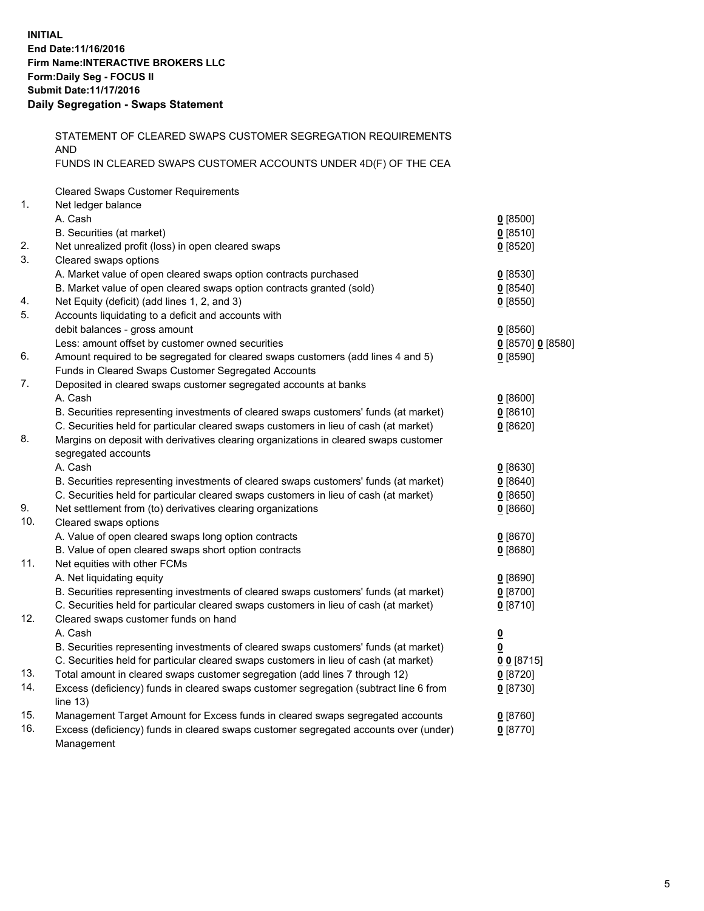**INITIAL**
**End Date:11/16/2016**
**Firm Name:INTERACTIVE BROKERS LLC**
**Form:Daily Seg - FOCUS II**
**Submit Date:11/17/2016**
**Daily Segregation - Swaps Statement**

STATEMENT OF CLEARED SWAPS CUSTOMER SEGREGATION REQUIREMENTS
AND
FUNDS IN CLEARED SWAPS CUSTOMER ACCOUNTS UNDER 4D(F) OF THE CEA

| | | |
|---|---|---|
| | Cleared Swaps Customer Requirements | |
| 1. | Net ledger balance | |
| | A. Cash | 0 [8500] |
| | B. Securities (at market) | 0 [8510] |
| 2. | Net unrealized profit (loss) in open cleared swaps | 0 [8520] |
| 3. | Cleared swaps options | |
| | A. Market value of open cleared swaps option contracts purchased | 0 [8530] |
| | B. Market value of open cleared swaps option contracts granted (sold) | 0 [8540] |
| 4. | Net Equity (deficit) (add lines 1, 2, and 3) | 0 [8550] |
| 5. | Accounts liquidating to a deficit and accounts with | |
| | debit balances - gross amount | 0 [8560] |
| | Less: amount offset by customer owned securities | 0 [8570] 0 [8580] |
| 6. | Amount required to be segregated for cleared swaps customers (add lines 4 and 5) | 0 [8590] |
| | Funds in Cleared Swaps Customer Segregated Accounts | |
| 7. | Deposited in cleared swaps customer segregated accounts at banks | |
| | A. Cash | 0 [8600] |
| | B. Securities representing investments of cleared swaps customers' funds (at market) | 0 [8610] |
| | C. Securities held for particular cleared swaps customers in lieu of cash (at market) | 0 [8620] |
| 8. | Margins on deposit with derivatives clearing organizations in cleared swaps customer segregated accounts | |
| | A. Cash | 0 [8630] |
| | B. Securities representing investments of cleared swaps customers' funds (at market) | 0 [8640] |
| | C. Securities held for particular cleared swaps customers in lieu of cash (at market) | 0 [8650] |
| 9. | Net settlement from (to) derivatives clearing organizations | 0 [8660] |
| 10. | Cleared swaps options | |
| | A. Value of open cleared swaps long option contracts | 0 [8670] |
| | B. Value of open cleared swaps short option contracts | 0 [8680] |
| 11. | Net equities with other FCMs | |
| | A. Net liquidating equity | 0 [8690] |
| | B. Securities representing investments of cleared swaps customers' funds (at market) | 0 [8700] |
| | C. Securities held for particular cleared swaps customers in lieu of cash (at market) | 0 [8710] |
| 12. | Cleared swaps customer funds on hand | |
| | A. Cash | 0 |
| | B. Securities representing investments of cleared swaps customers' funds (at market) | 0 |
| | C. Securities held for particular cleared swaps customers in lieu of cash (at market) | 0 0 [8715] |
| 13. | Total amount in cleared swaps customer segregation (add lines 7 through 12) | 0 [8720] |
| 14. | Excess (deficiency) funds in cleared swaps customer segregation (subtract line 6 from line 13) | 0 [8730] |
| 15. | Management Target Amount for Excess funds in cleared swaps segregated accounts | 0 [8760] |
| 16. | Excess (deficiency) funds in cleared swaps customer segregated accounts over (under) Management | 0 [8770] |